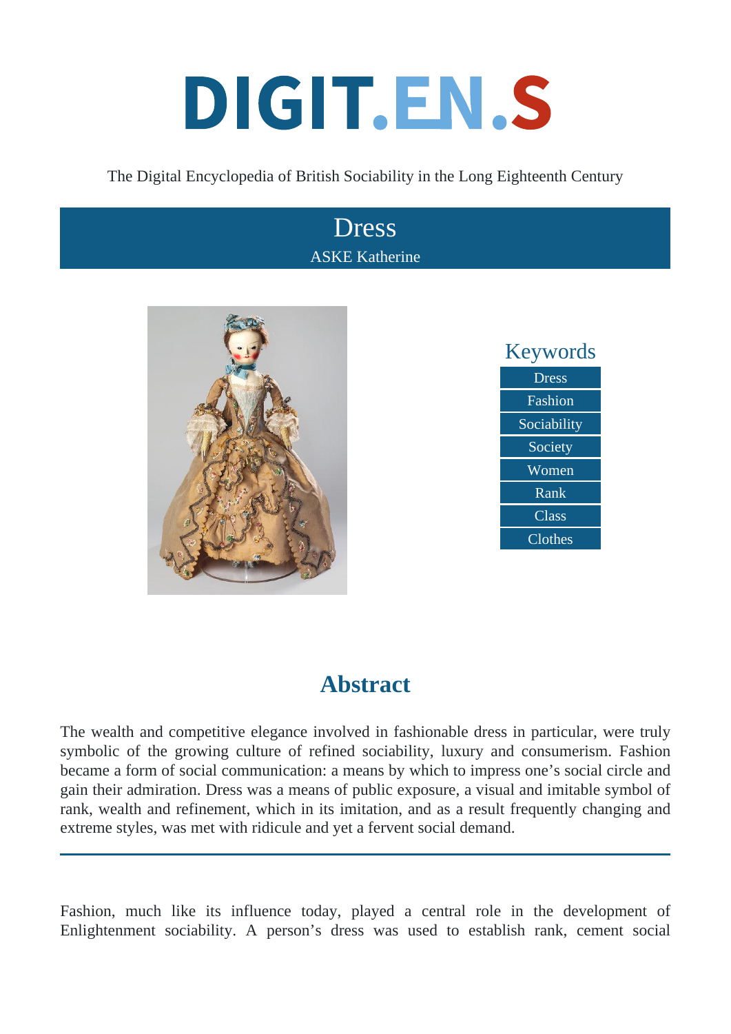# DIGIT.EN.S

The Digital Encyclopedia of British Sociability in the Long Eighteenth Century

# Dress

ASKE Katherine

## Keywords

- Dress
- Fashion
- Sociability
- Society
- Women
- Rank
- Class
- Clothes

## Abstract

The wealth and competitive elegance involved in fashionable dress in particular, were truly symbolic of the growing culture of refined sociability, luxury and consumerism. Fashion became a form of social communication: a means by which to impress one's social circle and gain their admiration. Dress was a means of public exposure, a visual and imitable symbol of rank, wealth and refinement, which in its imitation, and as a result frequently changing and extreme styles, was met with ridicule and yet a fervent social demand.

---

Fashion, much like its influence today, played a central role in the development of Enlightenment sociability. A person's dress was used to establish rank, cement social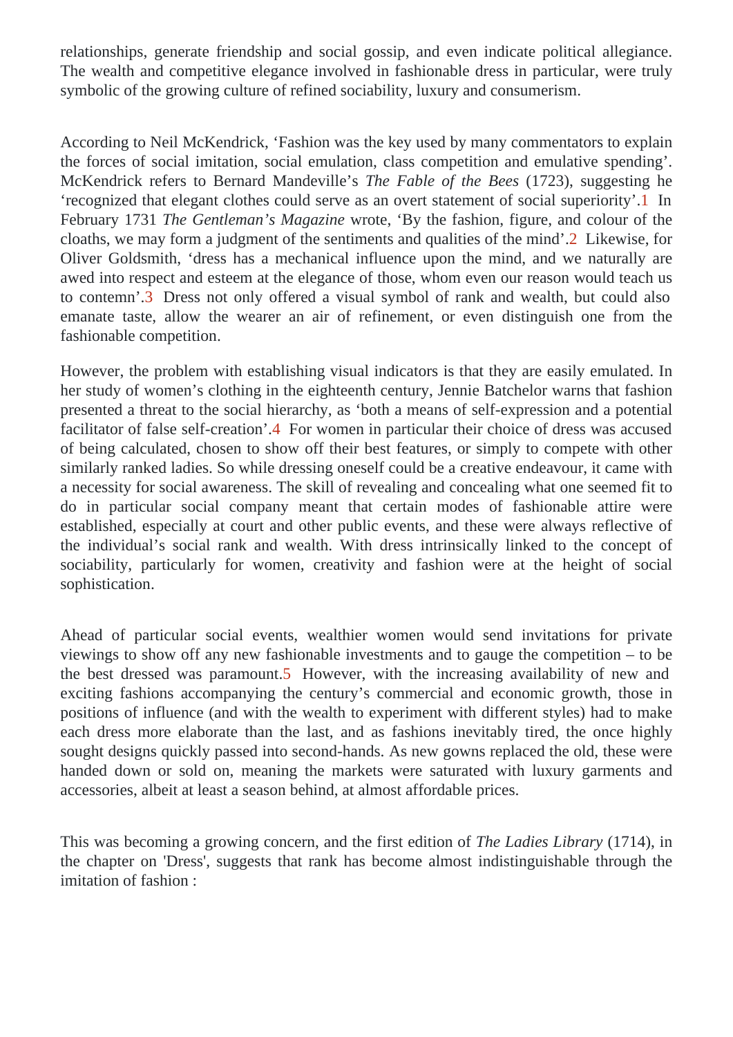relationships, generate friendship and social gossip, and even indicate political allegiance. The wealth and competitive elegance involved in fashionable dress in particular, were truly symbolic of the growing culture of refined sociability, luxury and consumerism.

According to Neil McKendrick, 'Fashion was the key used by many commentators to explain the forces of social imitation, social emulation, class competition and emulative spending'. McKendrick refers to Bernard Mandeville's *The Fable of the Bees* (1723), suggesting he 'recognized that elegant clothes could serve as an overt statement of social superiority'.[1] In February 1731 *The Gentleman's Magazine* wrote, 'By the fashion, figure, and colour of the cloaths, we may form a judgment of the sentiments and qualities of the mind'.[2] Likewise, for Oliver Goldsmith, 'dress has a mechanical influence upon the mind, and we naturally are awed into respect and esteem at the elegance of those, whom even our reason would teach us to contemn'.[3] Dress not only offered a visual symbol of rank and wealth, but could also emanate taste, allow the wearer an air of refinement, or even distinguish one from the fashionable competition.

However, the problem with establishing visual indicators is that they are easily emulated. In her study of women's clothing in the eighteenth century, Jennie Batchelor warns that fashion presented a threat to the social hierarchy, as 'both a means of self-expression and a potential facilitator of false self-creation'.[4] For women in particular their choice of dress was accused of being calculated, chosen to show off their best features, or simply to compete with other similarly ranked ladies. So while dressing oneself could be a creative endeavour, it came with a necessity for social awareness. The skill of revealing and concealing what one seemed fit to do in particular social company meant that certain modes of fashionable attire were established, especially at court and other public events, and these were always reflective of the individual's social rank and wealth. With dress intrinsically linked to the concept of sociability, particularly for women, creativity and fashion were at the height of social sophistication.

Ahead of particular social events, wealthier women would send invitations for private viewings to show off any new fashionable investments and to gauge the competition – to be the best dressed was paramount.[5] However, with the increasing availability of new and exciting fashions accompanying the century's commercial and economic growth, those in positions of influence (and with the wealth to experiment with different styles) had to make each dress more elaborate than the last, and as fashions inevitably tired, the once highly sought designs quickly passed into second-hands. As new gowns replaced the old, these were handed down or sold on, meaning the markets were saturated with luxury garments and accessories, albeit at least a season behind, at almost affordable prices.

This was becoming a growing concern, and the first edition of *The Ladies Library* (1714), in the chapter on 'Dress', suggests that rank has become almost indistinguishable through the imitation of fashion :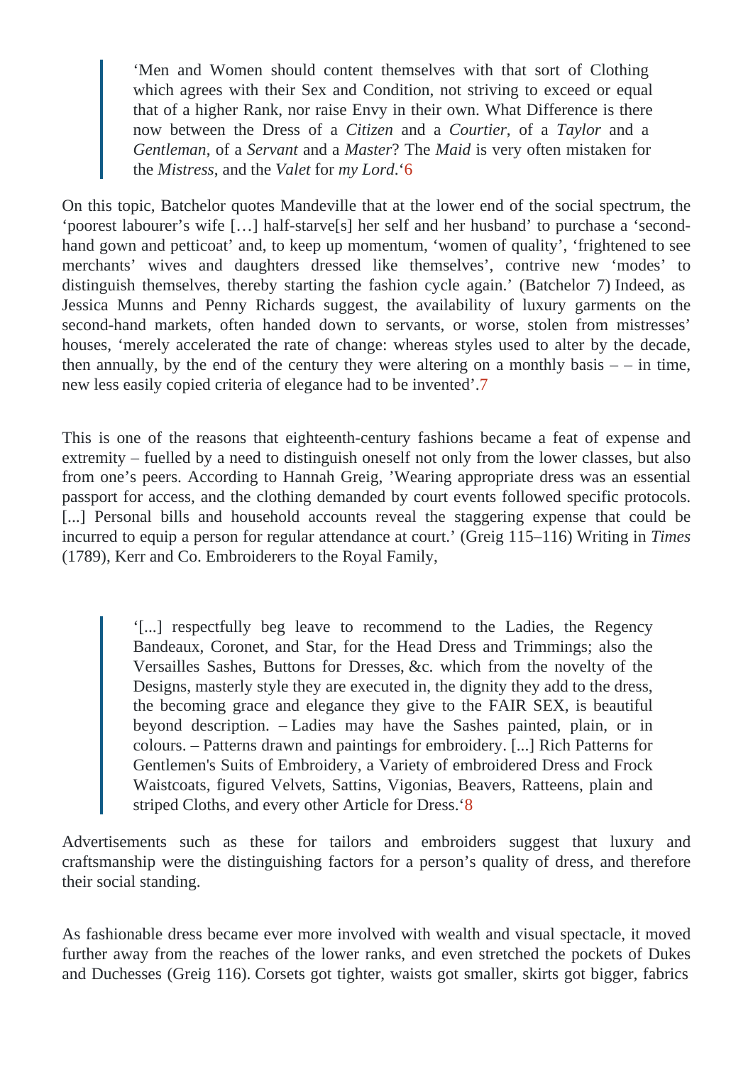> 'Men and Women should content themselves with that sort of Clothing which agrees with their Sex and Condition, not striving to exceed or equal that of a higher Rank, nor raise Envy in their own. What Difference is there now between the Dress of a *Citizen* and a *Courtier*, of a *Taylor* and a *Gentleman*, of a *Servant* and a *Master*? The *Maid* is very often mistaken for the *Mistress*, and the *Valet* for *my Lord*.'[6]

On this topic, Batchelor quotes Mandeville that at the lower end of the social spectrum, the 'poorest labourer's wife […] half-starve[s] her self and her husband' to purchase a 'second-hand gown and petticoat' and, to keep up momentum, 'women of quality', 'frightened to see merchants' wives and daughters dressed like themselves', contrive new 'modes' to distinguish themselves, thereby starting the fashion cycle again.' (Batchelor 7) Indeed, as Jessica Munns and Penny Richards suggest, the availability of luxury garments on the second-hand markets, often handed down to servants, or worse, stolen from mistresses' houses, 'merely accelerated the rate of change: whereas styles used to alter by the decade, then annually, by the end of the century they were altering on a monthly basis – – in time, new less easily copied criteria of elegance had to be invented'.[7]

This is one of the reasons that eighteenth-century fashions became a feat of expense and extremity – fuelled by a need to distinguish oneself not only from the lower classes, but also from one's peers. According to Hannah Greig, 'Wearing appropriate dress was an essential passport for access, and the clothing demanded by court events followed specific protocols. [...] Personal bills and household accounts reveal the staggering expense that could be incurred to equip a person for regular attendance at court.' (Greig 115–116) Writing in *Times* (1789), Kerr and Co. Embroiderers to the Royal Family,

> '[...] respectfully beg leave to recommend to the Ladies, the Regency Bandeaux, Coronet, and Star, for the Head Dress and Trimmings; also the Versailles Sashes, Buttons for Dresses, &c. which from the novelty of the Designs, masterly style they are executed in, the dignity they add to the dress, the becoming grace and elegance they give to the FAIR SEX, is beautiful beyond description. – Ladies may have the Sashes painted, plain, or in colours. – Patterns drawn and paintings for embroidery. [...] Rich Patterns for Gentlemen's Suits of Embroidery, a Variety of embroidered Dress and Frock Waistcoats, figured Velvets, Sattins, Vigonias, Beavers, Ratteens, plain and striped Cloths, and every other Article for Dress.'[8]

Advertisements such as these for tailors and embroiders suggest that luxury and craftsmanship were the distinguishing factors for a person's quality of dress, and therefore their social standing.

As fashionable dress became ever more involved with wealth and visual spectacle, it moved further away from the reaches of the lower ranks, and even stretched the pockets of Dukes and Duchesses (Greig 116). Corsets got tighter, waists got smaller, skirts got bigger, fabrics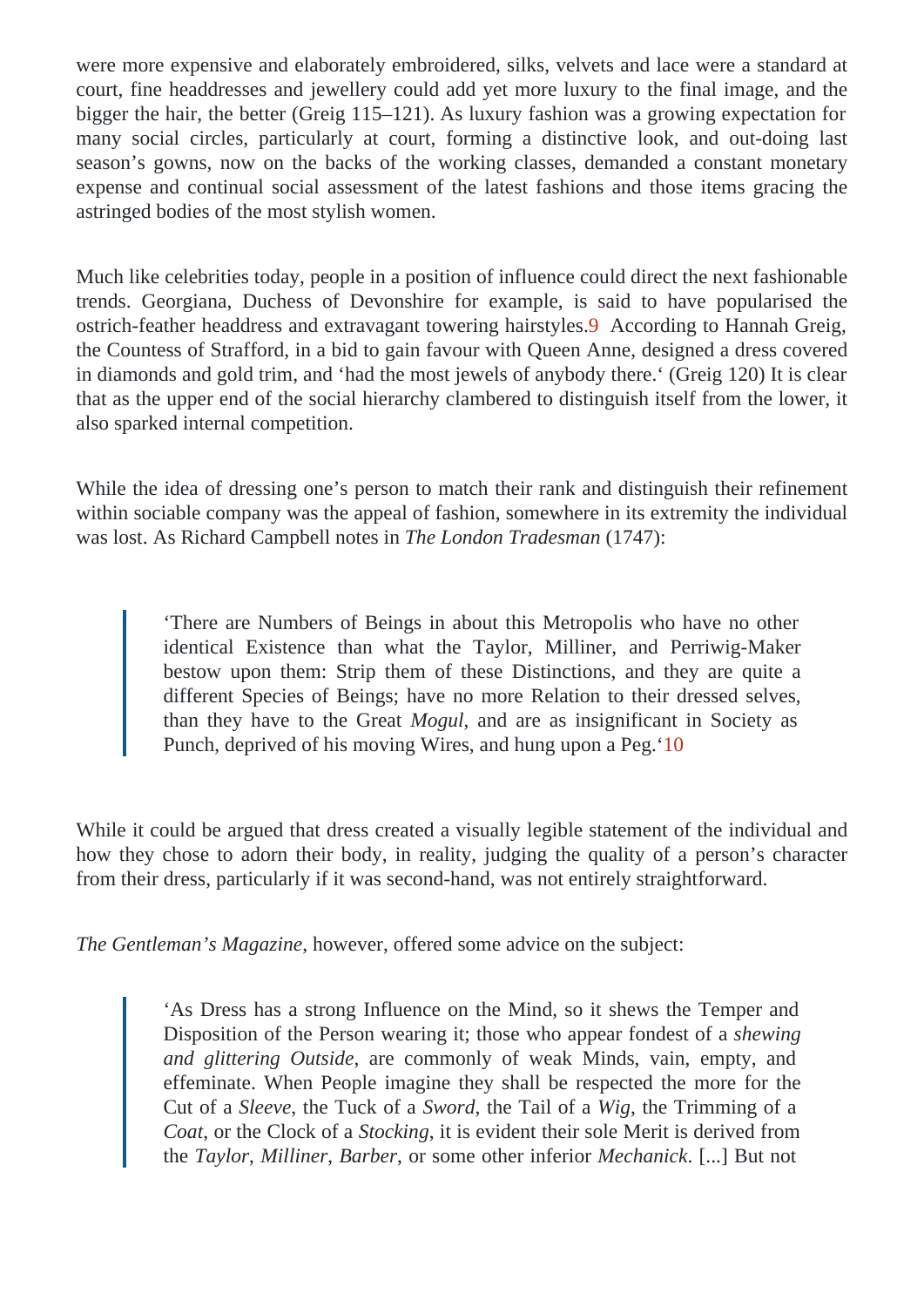were more expensive and elaborately embroidered, silks, velvets and lace were a standard at court, fine headdresses and jewellery could add yet more luxury to the final image, and the bigger the hair, the better (Greig 115–121). As luxury fashion was a growing expectation for many social circles, particularly at court, forming a distinctive look, and out-doing last season's gowns, now on the backs of the working classes, demanded a constant monetary expense and continual social assessment of the latest fashions and those items gracing the astringed bodies of the most stylish women.

Much like celebrities today, people in a position of influence could direct the next fashionable trends. Georgiana, Duchess of Devonshire for example, is said to have popularised the ostrich-feather headdress and extravagant towering hairstyles.[9] According to Hannah Greig, the Countess of Strafford, in a bid to gain favour with Queen Anne, designed a dress covered in diamonds and gold trim, and 'had the most jewels of anybody there.' (Greig 120) It is clear that as the upper end of the social hierarchy clambered to distinguish itself from the lower, it also sparked internal competition.

While the idea of dressing one's person to match their rank and distinguish their refinement within sociable company was the appeal of fashion, somewhere in its extremity the individual was lost. As Richard Campbell notes in *The London Tradesman* (1747):

> 'There are Numbers of Beings in about this Metropolis who have no other identical Existence than what the Taylor, Milliner, and Perriwig-Maker bestow upon them: Strip them of these Distinctions, and they are quite a different Species of Beings; have no more Relation to their dressed selves, than they have to the Great *Mogul*, and are as insignificant in Society as Punch, deprived of his moving Wires, and hung upon a Peg.'[10]

While it could be argued that dress created a visually legible statement of the individual and how they chose to adorn their body, in reality, judging the quality of a person's character from their dress, particularly if it was second-hand, was not entirely straightforward.

*The Gentleman's Magazine*, however, offered some advice on the subject:

> 'As Dress has a strong Influence on the Mind, so it shews the Temper and Disposition of the Person wearing it; those who appear fondest of a *shewing and glittering Outside*, are commonly of weak Minds, vain, empty, and effeminate. When People imagine they shall be respected the more for the Cut of a *Sleeve*, the Tuck of a *Sword*, the Tail of a *Wig*, the Trimming of a *Coat*, or the Clock of a *Stocking*, it is evident their sole Merit is derived from the *Taylor*, *Milliner*, *Barber*, or some other inferior *Mechanick*. [...] But not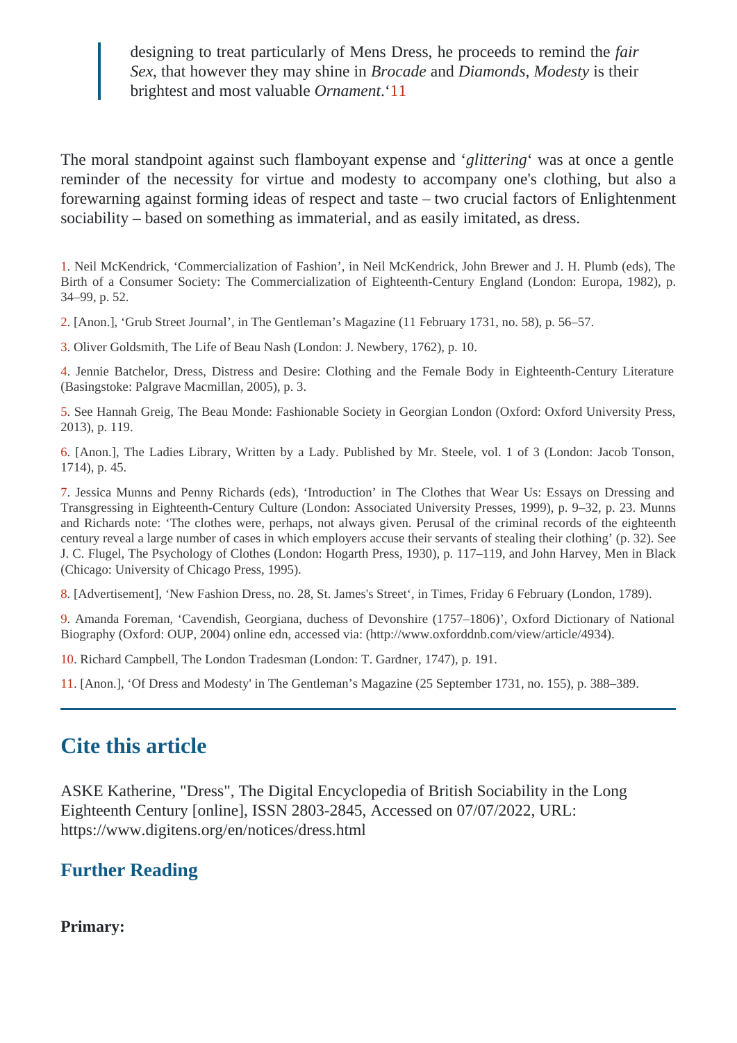> designing to treat particularly of Mens Dress, he proceeds to remind the *fair Sex*, that however they may shine in *Brocade* and *Diamonds*, *Modesty* is their brightest and most valuable *Ornament*.'11

The moral standpoint against such flamboyant expense and '*glittering*' was at once a gentle reminder of the necessity for virtue and modesty to accompany one's clothing, but also a forewarning against forming ideas of respect and taste – two crucial factors of Enlightenment sociability – based on something as immaterial, and as easily imitated, as dress.

1. Neil McKendrick, 'Commercialization of Fashion', in Neil McKendrick, John Brewer and J. H. Plumb (eds), The Birth of a Consumer Society: The Commercialization of Eighteenth-Century England (London: Europa, 1982), p. 34–99, p. 52.

2. [Anon.], 'Grub Street Journal', in The Gentleman's Magazine (11 February 1731, no. 58), p. 56–57.

3. Oliver Goldsmith, The Life of Beau Nash (London: J. Newbery, 1762), p. 10.

4. Jennie Batchelor, Dress, Distress and Desire: Clothing and the Female Body in Eighteenth-Century Literature (Basingstoke: Palgrave Macmillan, 2005), p. 3.

5. See Hannah Greig, The Beau Monde: Fashionable Society in Georgian London (Oxford: Oxford University Press, 2013), p. 119.

6. [Anon.], The Ladies Library, Written by a Lady. Published by Mr. Steele, vol. 1 of 3 (London: Jacob Tonson, 1714), p. 45.

7. Jessica Munns and Penny Richards (eds), 'Introduction' in The Clothes that Wear Us: Essays on Dressing and Transgressing in Eighteenth-Century Culture (London: Associated University Presses, 1999), p. 9–32, p. 23. Munns and Richards note: 'The clothes were, perhaps, not always given. Perusal of the criminal records of the eighteenth century reveal a large number of cases in which employers accuse their servants of stealing their clothing' (p. 32). See J. C. Flugel, The Psychology of Clothes (London: Hogarth Press, 1930), p. 117–119, and John Harvey, Men in Black (Chicago: University of Chicago Press, 1995).

8. [Advertisement], 'New Fashion Dress, no. 28, St. James's Street', in Times, Friday 6 February (London, 1789).

9. Amanda Foreman, 'Cavendish, Georgiana, duchess of Devonshire (1757–1806)', Oxford Dictionary of National Biography (Oxford: OUP, 2004) online edn, accessed via: (http://www.oxforddnb.com/view/article/4934).

10. Richard Campbell, The London Tradesman (London: T. Gardner, 1747), p. 191.

11. [Anon.], 'Of Dress and Modesty' in The Gentleman's Magazine (25 September 1731, no. 155), p. 388–389.

---

## Cite this article

ASKE Katherine, "Dress", The Digital Encyclopedia of British Sociability in the Long Eighteenth Century [online], ISSN 2803-2845, Accessed on 07/07/2022, URL: https://www.digitens.org/en/notices/dress.html

### Further Reading

**Primary:**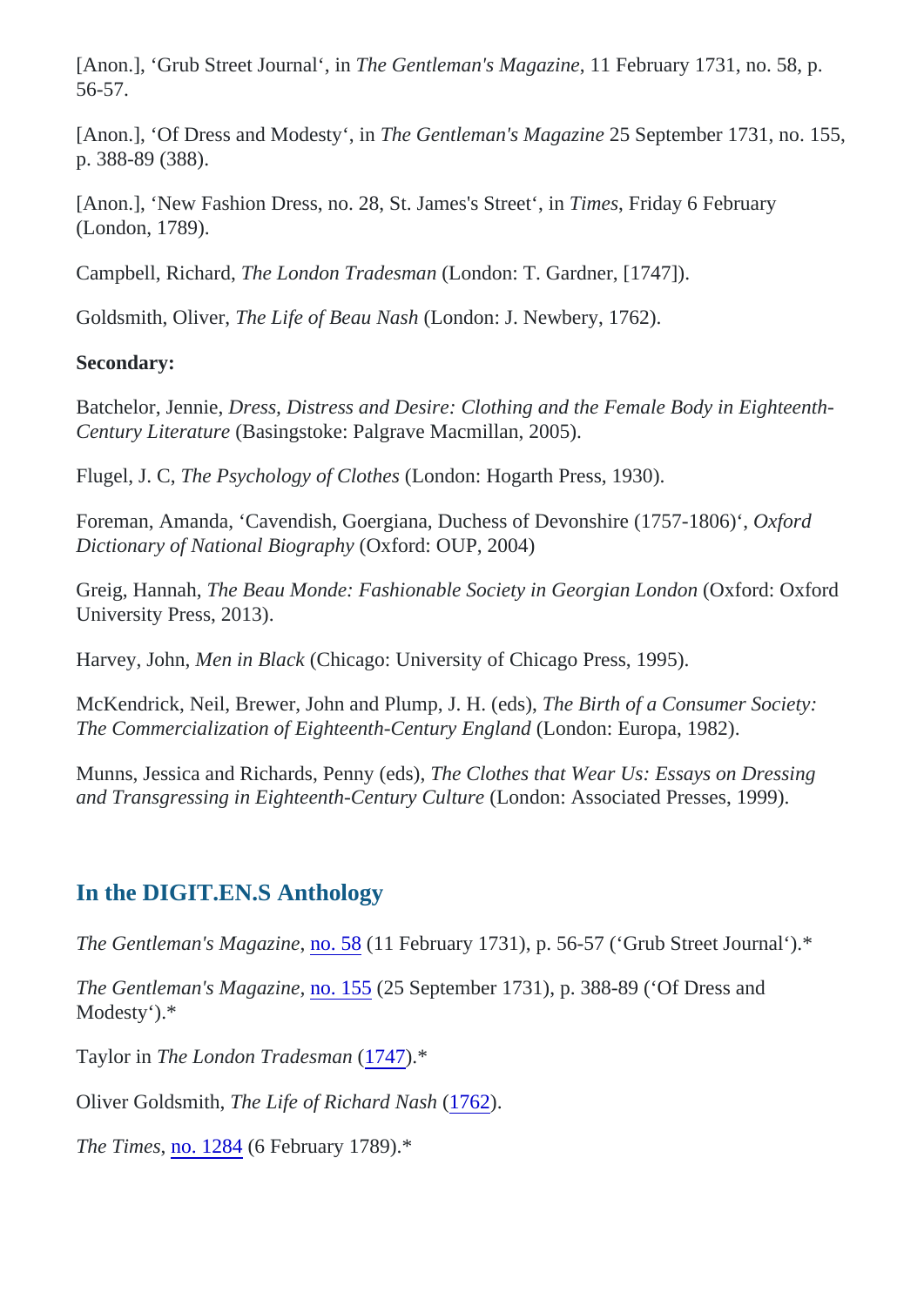[Anon.], 'Grub Street Journal', in *The Gentleman's Magazine*, 11 February 1731, no. 58, p. 56-57.

[Anon.], 'Of Dress and Modesty', in *The Gentleman's Magazine* 25 September 1731, no. 155, p. 388-89 (388).

[Anon.], 'New Fashion Dress, no. 28, St. James's Street', in *Times*, Friday 6 February (London, 1789).

Campbell, Richard, *The London Tradesman* (London: T. Gardner, [1747]).

Goldsmith, Oliver, *The Life of Beau Nash* (London: J. Newbery, 1762).

**Secondary:**

Batchelor, Jennie, *Dress, Distress and Desire: Clothing and the Female Body in Eighteenth-Century Literature* (Basingstoke: Palgrave Macmillan, 2005).

Flugel, J. C, *The Psychology of Clothes* (London: Hogarth Press, 1930).

Foreman, Amanda, 'Cavendish, Goergiana, Duchess of Devonshire (1757-1806)', *Oxford Dictionary of National Biography* (Oxford: OUP, 2004)

Greig, Hannah, *The Beau Monde: Fashionable Society in Georgian London* (Oxford: Oxford University Press, 2013).

Harvey, John, *Men in Black* (Chicago: University of Chicago Press, 1995).

McKendrick, Neil, Brewer, John and Plump, J. H. (eds), *The Birth of a Consumer Society: The Commercialization of Eighteenth-Century England* (London: Europa, 1982).

Munns, Jessica and Richards, Penny (eds), *The Clothes that Wear Us: Essays on Dressing and Transgressing in Eighteenth-Century Culture* (London: Associated Presses, 1999).

## In the DIGIT.EN.S Anthology

*The Gentleman's Magazine*, no. 58 (11 February 1731), p. 56-57 ('Grub Street Journal').*

*The Gentleman's Magazine*, no. 155 (25 September 1731), p. 388-89 ('Of Dress and Modesty').*

Taylor in *The London Tradesman* (1747).*

Oliver Goldsmith, *The Life of Richard Nash* (1762).

*The Times*, no. 1284 (6 February 1789).*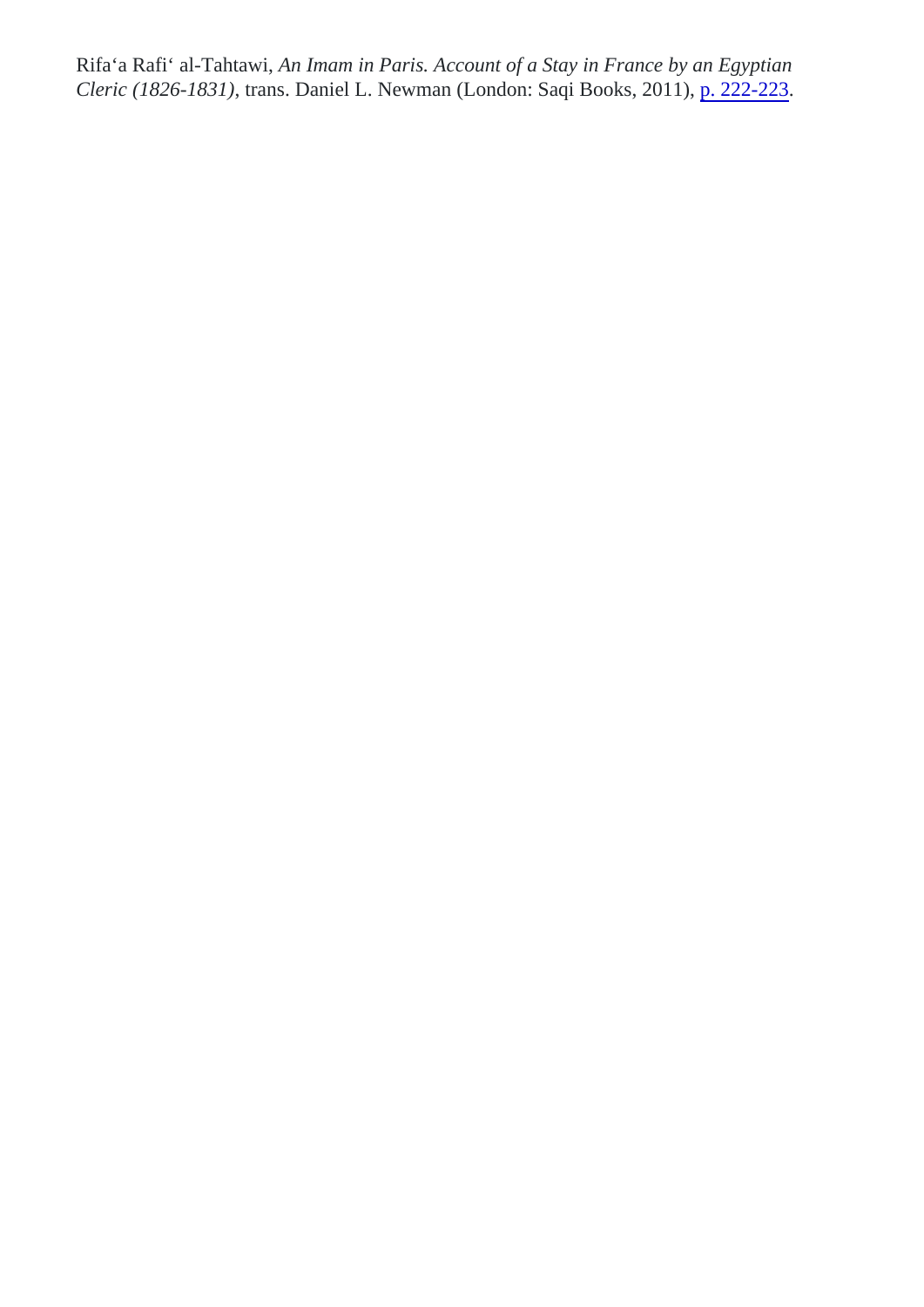Rifa'a Rafi' al-Tahtawi, *An Imam in Paris. Account of a Stay in France by an Egyptian Cleric (1826-1831)*, trans. Daniel L. Newman (London: Saqi Books, 2011), p. 222-223.